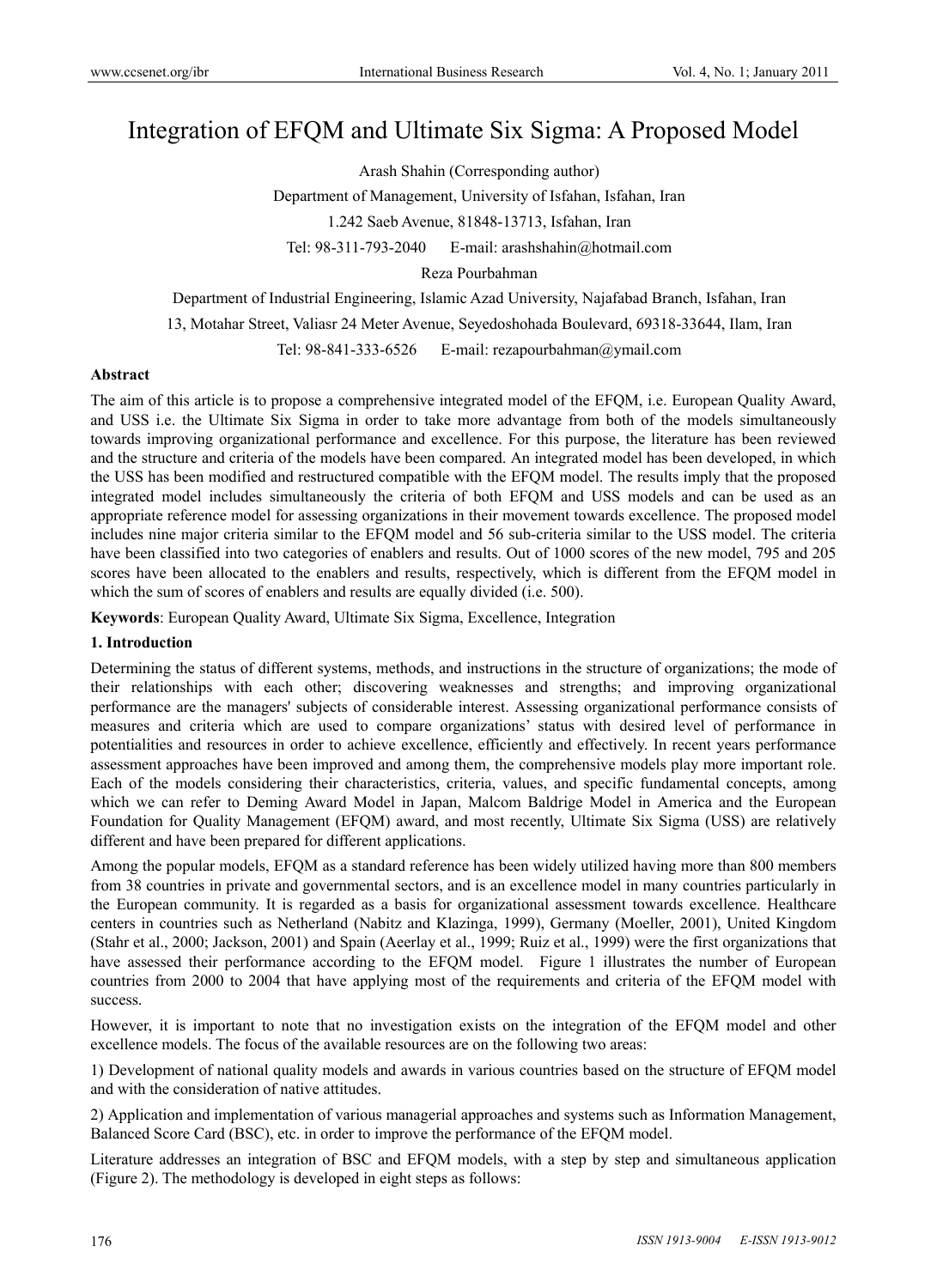# Integration of EFQM and Ultimate Six Sigma: A Proposed Model

Arash Shahin (Corresponding author)

Department of Management, University of Isfahan, Isfahan, Iran

1.242 Saeb Avenue, 81848-13713, Isfahan, Iran

Tel: 98-311-793-2040 E-mail: arashshahin@hotmail.com

Reza Pourbahman

Department of Industrial Engineering, Islamic Azad University, Najafabad Branch, Isfahan, Iran

13, Motahar Street, Valiasr 24 Meter Avenue, Seyedoshohada Boulevard, 69318-33644, Ilam, Iran

Tel: 98-841-333-6526 E-mail: rezapourbahman@ymail.com

**Abstract**

The aim of this article is to propose a comprehensive integrated model of the EFQM, i.e. European Quality Award, and USS i.e. the Ultimate Six Sigma in order to take more advantage from both of the models simultaneously towards improving organizational performance and excellence. For this purpose, the literature has been reviewed and the structure and criteria of the models have been compared. An integrated model has been developed, in which the USS has been modified and restructured compatible with the EFQM model. The results imply that the proposed integrated model includes simultaneously the criteria of both EFQM and USS models and can be used as an appropriate reference model for assessing organizations in their movement towards excellence. The proposed model includes nine major criteria similar to the EFQM model and 56 sub-criteria similar to the USS model. The criteria have been classified into two categories of enablers and results. Out of 1000 scores of the new model, 795 and 205 scores have been allocated to the enablers and results, respectively, which is different from the EFQM model in which the sum of scores of enablers and results are equally divided (i.e. 500).

**Keywords**: European Quality Award, Ultimate Six Sigma, Excellence, Integration

## 1. Introduction

Determining the status of different systems, methods, and instructions in the structure of organizations; the mode of their relationships with each other; discovering weaknesses and strengths; and improving organizational performance are the managers' subjects of considerable interest. Assessing organizational performance consists of measures and criteria which are used to compare organizations' status with desired level of performance in potentialities and resources in order to achieve excellence, efficiently and effectively. In recent years performance assessment approaches have been improved and among them, the comprehensive models play more important role. Each of the models considering their characteristics, criteria, values, and specific fundamental concepts, among which we can refer to Deming Award Model in Japan, Malcom Baldrige Model in America and the European Foundation for Quality Management (EFQM) award, and most recently, Ultimate Six Sigma (USS) are relatively different and have been prepared for different applications.

Among the popular models, EFQM as a standard reference has been widely utilized having more than 800 members from 38 countries in private and governmental sectors, and is an excellence model in many countries particularly in the European community. It is regarded as a basis for organizational assessment towards excellence. Healthcare centers in countries such as Netherland (Nabitz and Klazinga, 1999), Germany (Moeller, 2001), United Kingdom (Stahr et al., 2000; Jackson, 2001) and Spain (Aeerlay et al., 1999; Ruiz et al., 1999) were the first organizations that have assessed their performance according to the EFQM model. Figure 1 illustrates the number of European countries from 2000 to 2004 that have applying most of the requirements and criteria of the EFQM model with success.

However, it is important to note that no investigation exists on the integration of the EFQM model and other excellence models. The focus of the available resources are on the following two areas:

1) Development of national quality models and awards in various countries based on the structure of EFQM model and with the consideration of native attitudes.

2) Application and implementation of various managerial approaches and systems such as Information Management, Balanced Score Card (BSC), etc. in order to improve the performance of the EFQM model.

Literature addresses an integration of BSC and EFQM models, with a step by step and simultaneous application (Figure 2). The methodology is developed in eight steps as follows: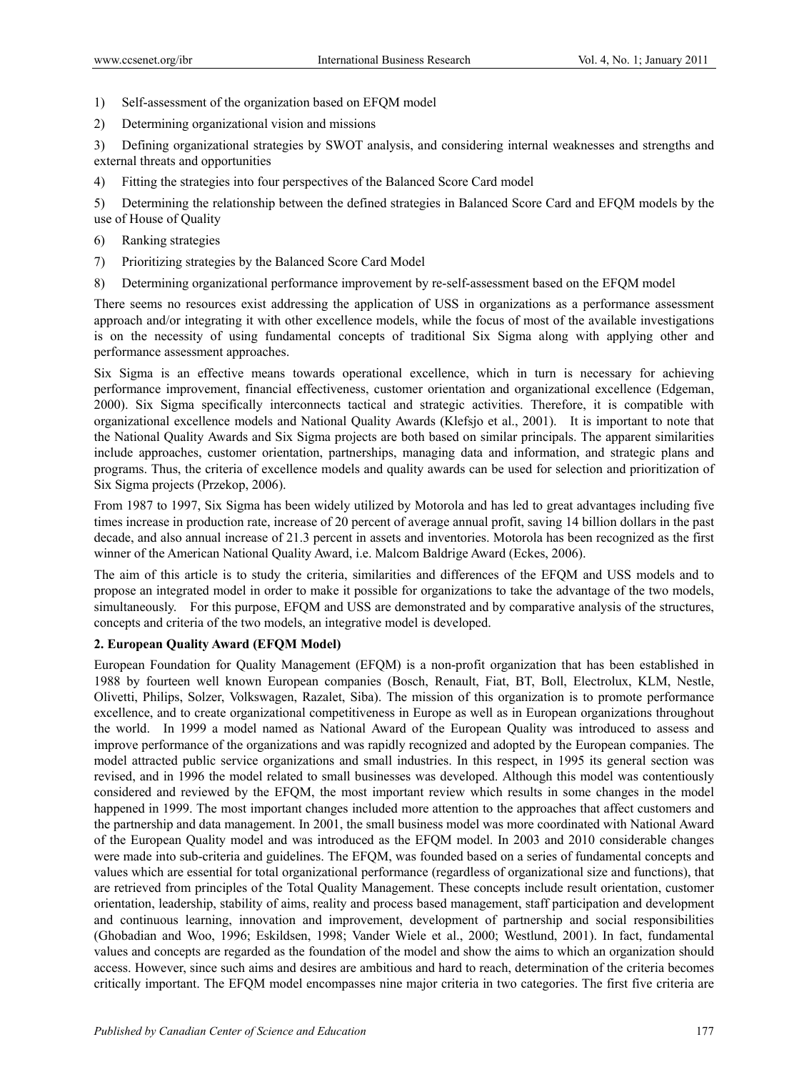1) Self-assessment of the organization based on EFQM model

2) Determining organizational vision and missions

3) Defining organizational strategies by SWOT analysis, and considering internal weaknesses and strengths and external threats and opportunities

4) Fitting the strategies into four perspectives of the Balanced Score Card model

5) Determining the relationship between the defined strategies in Balanced Score Card and EFQM models by the use of House of Quality

6) Ranking strategies

7) Prioritizing strategies by the Balanced Score Card Model

8) Determining organizational performance improvement by re-self-assessment based on the EFQM model

There seems no resources exist addressing the application of USS in organizations as a performance assessment approach and/or integrating it with other excellence models, while the focus of most of the available investigations is on the necessity of using fundamental concepts of traditional Six Sigma along with applying other and performance assessment approaches.

Six Sigma is an effective means towards operational excellence, which in turn is necessary for achieving performance improvement, financial effectiveness, customer orientation and organizational excellence (Edgeman, 2000). Six Sigma specifically interconnects tactical and strategic activities. Therefore, it is compatible with organizational excellence models and National Quality Awards (Klefsjo et al., 2001). It is important to note that the National Quality Awards and Six Sigma projects are both based on similar principals. The apparent similarities include approaches, customer orientation, partnerships, managing data and information, and strategic plans and programs. Thus, the criteria of excellence models and quality awards can be used for selection and prioritization of Six Sigma projects (Przekop, 2006).

From 1987 to 1997, Six Sigma has been widely utilized by Motorola and has led to great advantages including five times increase in production rate, increase of 20 percent of average annual profit, saving 14 billion dollars in the past decade, and also annual increase of 21.3 percent in assets and inventories. Motorola has been recognized as the first winner of the American National Quality Award, i.e. Malcom Baldrige Award (Eckes, 2006).

The aim of this article is to study the criteria, similarities and differences of the EFQM and USS models and to propose an integrated model in order to make it possible for organizations to take the advantage of the two models, simultaneously. For this purpose, EFQM and USS are demonstrated and by comparative analysis of the structures, concepts and criteria of the two models, an integrative model is developed.

## 2. European Quality Award (EFQM Model)

European Foundation for Quality Management (EFQM) is a non-profit organization that has been established in 1988 by fourteen well known European companies (Bosch, Renault, Fiat, BT, Boll, Electrolux, KLM, Nestle, Olivetti, Philips, Solzer, Volkswagen, Razalet, Siba). The mission of this organization is to promote performance excellence, and to create organizational competitiveness in Europe as well as in European organizations throughout the world. In 1999 a model named as National Award of the European Quality was introduced to assess and improve performance of the organizations and was rapidly recognized and adopted by the European companies. The model attracted public service organizations and small industries. In this respect, in 1995 its general section was revised, and in 1996 the model related to small businesses was developed. Although this model was contentiously considered and reviewed by the EFQM, the most important review which results in some changes in the model happened in 1999. The most important changes included more attention to the approaches that affect customers and the partnership and data management. In 2001, the small business model was more coordinated with National Award of the European Quality model and was introduced as the EFQM model. In 2003 and 2010 considerable changes were made into sub-criteria and guidelines. The EFQM, was founded based on a series of fundamental concepts and values which are essential for total organizational performance (regardless of organizational size and functions), that are retrieved from principles of the Total Quality Management. These concepts include result orientation, customer orientation, leadership, stability of aims, reality and process based management, staff participation and development and continuous learning, innovation and improvement, development of partnership and social responsibilities (Ghobadian and Woo, 1996; Eskildsen, 1998; Vander Wiele et al., 2000; Westlund, 2001). In fact, fundamental values and concepts are regarded as the foundation of the model and show the aims to which an organization should access. However, since such aims and desires are ambitious and hard to reach, determination of the criteria becomes critically important. The EFQM model encompasses nine major criteria in two categories. The first five criteria are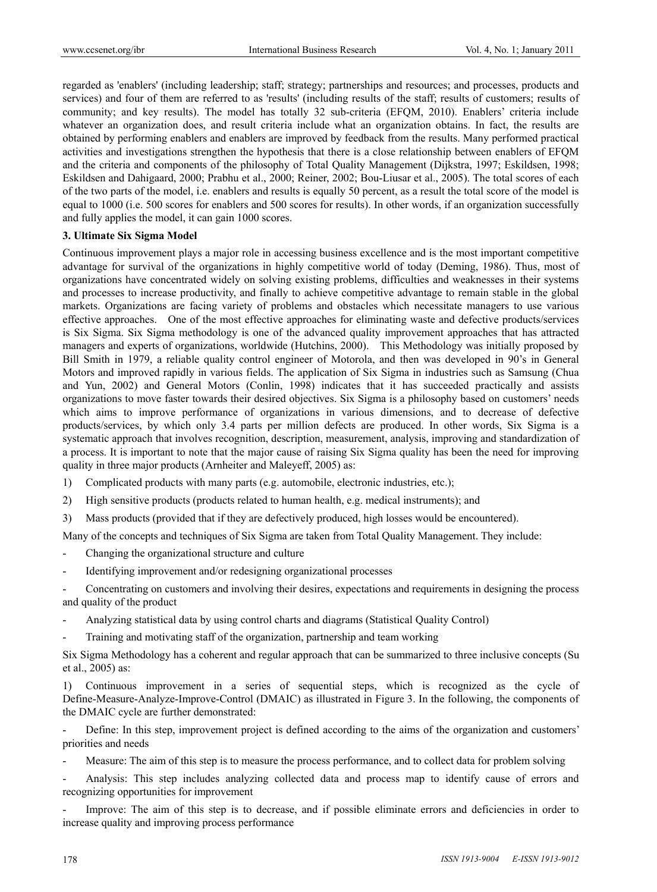regarded as 'enablers' (including leadership; staff; strategy; partnerships and resources; and processes, products and services) and four of them are referred to as 'results' (including results of the staff; results of customers; results of community; and key results). The model has totally 32 sub-criteria (EFQM, 2010). Enablers' criteria include whatever an organization does, and result criteria include what an organization obtains. In fact, the results are obtained by performing enablers and enablers are improved by feedback from the results. Many performed practical activities and investigations strengthen the hypothesis that there is a close relationship between enablers of EFQM and the criteria and components of the philosophy of Total Quality Management (Dijkstra, 1997; Eskildsen, 1998; Eskildsen and Dahigaard, 2000; Prabhu et al., 2000; Reiner, 2002; Bou-Liusar et al., 2005). The total scores of each of the two parts of the model, i.e. enablers and results is equally 50 percent, as a result the total score of the model is equal to 1000 (i.e. 500 scores for enablers and 500 scores for results). In other words, if an organization successfully and fully applies the model, it can gain 1000 scores.

### 3. Ultimate Six Sigma Model

Continuous improvement plays a major role in accessing business excellence and is the most important competitive advantage for survival of the organizations in highly competitive world of today (Deming, 1986). Thus, most of organizations have concentrated widely on solving existing problems, difficulties and weaknesses in their systems and processes to increase productivity, and finally to achieve competitive advantage to remain stable in the global markets. Organizations are facing variety of problems and obstacles which necessitate managers to use various effective approaches. One of the most effective approaches for eliminating waste and defective products/services is Six Sigma. Six Sigma methodology is one of the advanced quality improvement approaches that has attracted managers and experts of organizations, worldwide (Hutchins, 2000). This Methodology was initially proposed by Bill Smith in 1979, a reliable quality control engineer of Motorola, and then was developed in 90's in General Motors and improved rapidly in various fields. The application of Six Sigma in industries such as Samsung (Chua and Yun, 2002) and General Motors (Conlin, 1998) indicates that it has succeeded practically and assists organizations to move faster towards their desired objectives. Six Sigma is a philosophy based on customers' needs which aims to improve performance of organizations in various dimensions, and to decrease of defective products/services, by which only 3.4 parts per million defects are produced. In other words, Six Sigma is a systematic approach that involves recognition, description, measurement, analysis, improving and standardization of a process. It is important to note that the major cause of raising Six Sigma quality has been the need for improving quality in three major products (Arnheiter and Maleyeff, 2005) as:

1) Complicated products with many parts (e.g. automobile, electronic industries, etc.);
2) High sensitive products (products related to human health, e.g. medical instruments); and
3) Mass products (provided that if they are defectively produced, high losses would be encountered).

Many of the concepts and techniques of Six Sigma are taken from Total Quality Management. They include:

- Changing the organizational structure and culture
- Identifying improvement and/or redesigning organizational processes
- Concentrating on customers and involving their desires, expectations and requirements in designing the process and quality of the product
- Analyzing statistical data by using control charts and diagrams (Statistical Quality Control)
- Training and motivating staff of the organization, partnership and team working

Six Sigma Methodology has a coherent and regular approach that can be summarized to three inclusive concepts (Su et al., 2005) as:

1) Continuous improvement in a series of sequential steps, which is recognized as the cycle of Define-Measure-Analyze-Improve-Control (DMAIC) as illustrated in Figure 3. In the following, the components of the DMAIC cycle are further demonstrated:

- Define: In this step, improvement project is defined according to the aims of the organization and customers' priorities and needs
- Measure: The aim of this step is to measure the process performance, and to collect data for problem solving
- Analysis: This step includes analyzing collected data and process map to identify cause of errors and recognizing opportunities for improvement
- Improve: The aim of this step is to decrease, and if possible eliminate errors and deficiencies in order to increase quality and improving process performance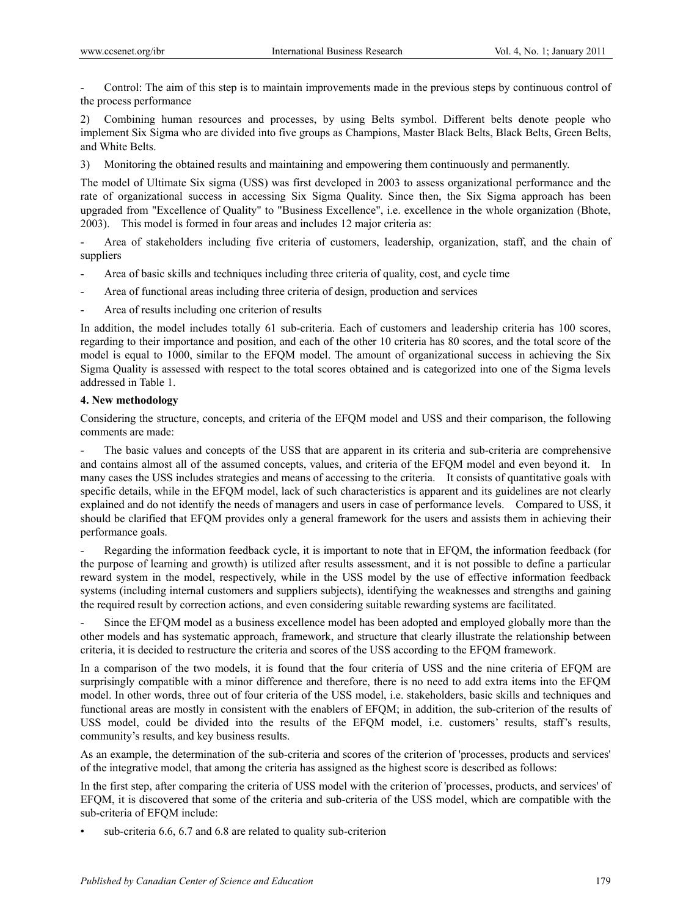- Control: The aim of this step is to maintain improvements made in the previous steps by continuous control of the process performance

2) Combining human resources and processes, by using Belts symbol. Different belts denote people who implement Six Sigma who are divided into five groups as Champions, Master Black Belts, Black Belts, Green Belts, and White Belts.

3) Monitoring the obtained results and maintaining and empowering them continuously and permanently.

The model of Ultimate Six sigma (USS) was first developed in 2003 to assess organizational performance and the rate of organizational success in accessing Six Sigma Quality. Since then, the Six Sigma approach has been upgraded from "Excellence of Quality" to "Business Excellence", i.e. excellence in the whole organization (Bhote, 2003). This model is formed in four areas and includes 12 major criteria as:

- Area of stakeholders including five criteria of customers, leadership, organization, staff, and the chain of suppliers
- Area of basic skills and techniques including three criteria of quality, cost, and cycle time
- Area of functional areas including three criteria of design, production and services
- Area of results including one criterion of results

In addition, the model includes totally 61 sub-criteria. Each of customers and leadership criteria has 100 scores, regarding to their importance and position, and each of the other 10 criteria has 80 scores, and the total score of the model is equal to 1000, similar to the EFQM model. The amount of organizational success in achieving the Six Sigma Quality is assessed with respect to the total scores obtained and is categorized into one of the Sigma levels addressed in Table 1.

**4. New methodology**

Considering the structure, concepts, and criteria of the EFQM model and USS and their comparison, the following comments are made:

- The basic values and concepts of the USS that are apparent in its criteria and sub-criteria are comprehensive and contains almost all of the assumed concepts, values, and criteria of the EFQM model and even beyond it. In many cases the USS includes strategies and means of accessing to the criteria. It consists of quantitative goals with specific details, while in the EFQM model, lack of such characteristics is apparent and its guidelines are not clearly explained and do not identify the needs of managers and users in case of performance levels. Compared to USS, it should be clarified that EFQM provides only a general framework for the users and assists them in achieving their performance goals.

- Regarding the information feedback cycle, it is important to note that in EFQM, the information feedback (for the purpose of learning and growth) is utilized after results assessment, and it is not possible to define a particular reward system in the model, respectively, while in the USS model by the use of effective information feedback systems (including internal customers and suppliers subjects), identifying the weaknesses and strengths and gaining the required result by correction actions, and even considering suitable rewarding systems are facilitated.

- Since the EFQM model as a business excellence model has been adopted and employed globally more than the other models and has systematic approach, framework, and structure that clearly illustrate the relationship between criteria, it is decided to restructure the criteria and scores of the USS according to the EFQM framework.

In a comparison of the two models, it is found that the four criteria of USS and the nine criteria of EFQM are surprisingly compatible with a minor difference and therefore, there is no need to add extra items into the EFQM model. In other words, three out of four criteria of the USS model, i.e. stakeholders, basic skills and techniques and functional areas are mostly in consistent with the enablers of EFQM; in addition, the sub-criterion of the results of USS model, could be divided into the results of the EFQM model, i.e. customers' results, staff's results, community's results, and key business results.

As an example, the determination of the sub-criteria and scores of the criterion of 'processes, products and services' of the integrative model, that among the criteria has assigned as the highest score is described as follows:

In the first step, after comparing the criteria of USS model with the criterion of 'processes, products, and services' of EFQM, it is discovered that some of the criteria and sub-criteria of the USS model, which are compatible with the sub-criteria of EFQM include:

- sub-criteria 6.6, 6.7 and 6.8 are related to quality sub-criterion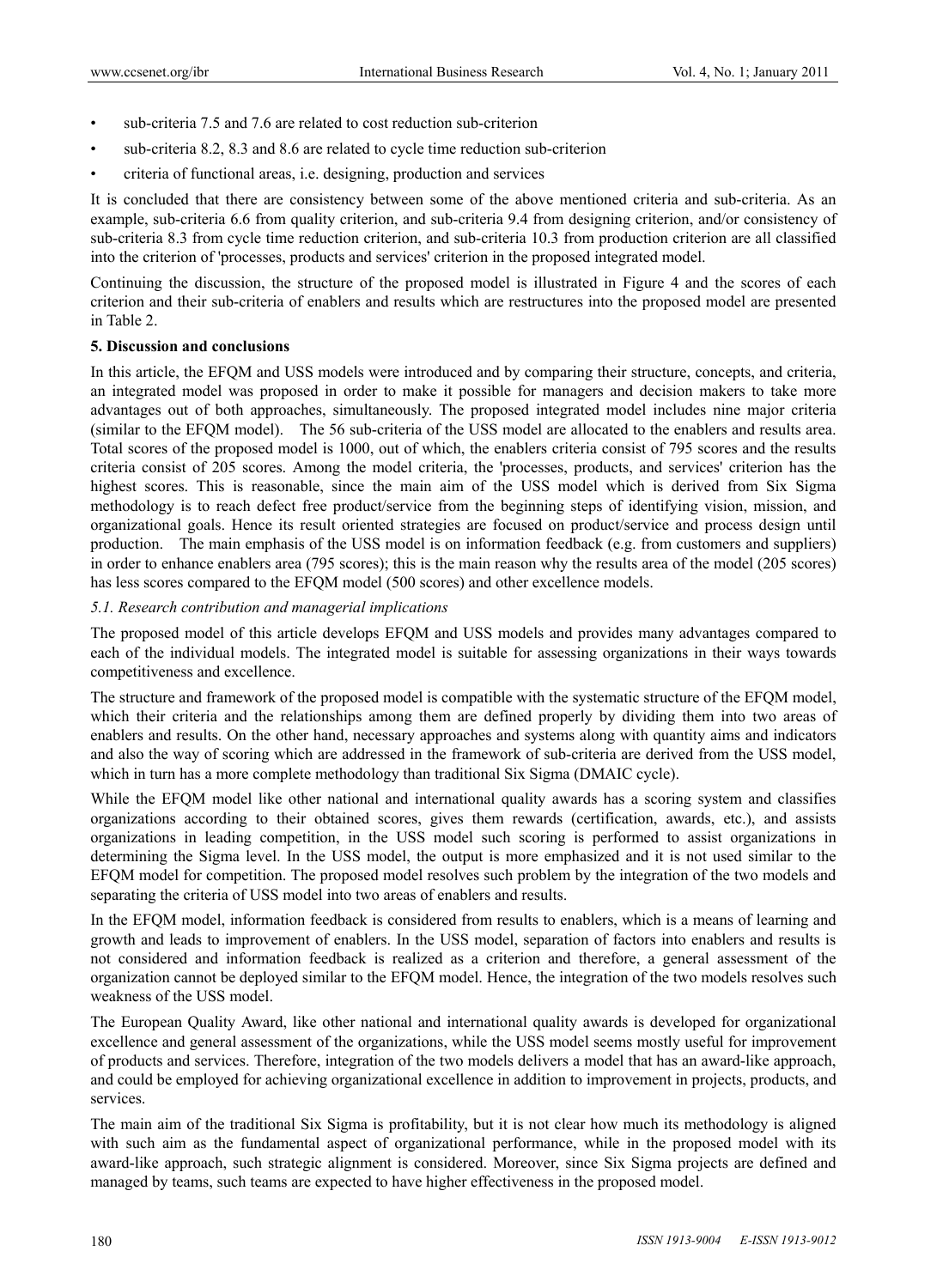- sub-criteria 7.5 and 7.6 are related to cost reduction sub-criterion
- sub-criteria 8.2, 8.3 and 8.6 are related to cycle time reduction sub-criterion
- criteria of functional areas, i.e. designing, production and services

It is concluded that there are consistency between some of the above mentioned criteria and sub-criteria. As an example, sub-criteria 6.6 from quality criterion, and sub-criteria 9.4 from designing criterion, and/or consistency of sub-criteria 8.3 from cycle time reduction criterion, and sub-criteria 10.3 from production criterion are all classified into the criterion of 'processes, products and services' criterion in the proposed integrated model.

Continuing the discussion, the structure of the proposed model is illustrated in Figure 4 and the scores of each criterion and their sub-criteria of enablers and results which are restructures into the proposed model are presented in Table 2.

**5. Discussion and conclusions**

In this article, the EFQM and USS models were introduced and by comparing their structure, concepts, and criteria, an integrated model was proposed in order to make it possible for managers and decision makers to take more advantages out of both approaches, simultaneously. The proposed integrated model includes nine major criteria (similar to the EFQM model). The 56 sub-criteria of the USS model are allocated to the enablers and results area. Total scores of the proposed model is 1000, out of which, the enablers criteria consist of 795 scores and the results criteria consist of 205 scores. Among the model criteria, the 'processes, products, and services' criterion has the highest scores. This is reasonable, since the main aim of the USS model which is derived from Six Sigma methodology is to reach defect free product/service from the beginning steps of identifying vision, mission, and organizational goals. Hence its result oriented strategies are focused on product/service and process design until production. The main emphasis of the USS model is on information feedback (e.g. from customers and suppliers) in order to enhance enablers area (795 scores); this is the main reason why the results area of the model (205 scores) has less scores compared to the EFQM model (500 scores) and other excellence models.

*5.1. Research contribution and managerial implications*

The proposed model of this article develops EFQM and USS models and provides many advantages compared to each of the individual models. The integrated model is suitable for assessing organizations in their ways towards competitiveness and excellence.

The structure and framework of the proposed model is compatible with the systematic structure of the EFQM model, which their criteria and the relationships among them are defined properly by dividing them into two areas of enablers and results. On the other hand, necessary approaches and systems along with quantity aims and indicators and also the way of scoring which are addressed in the framework of sub-criteria are derived from the USS model, which in turn has a more complete methodology than traditional Six Sigma (DMAIC cycle).

While the EFQM model like other national and international quality awards has a scoring system and classifies organizations according to their obtained scores, gives them rewards (certification, awards, etc.), and assists organizations in leading competition, in the USS model such scoring is performed to assist organizations in determining the Sigma level. In the USS model, the output is more emphasized and it is not used similar to the EFQM model for competition. The proposed model resolves such problem by the integration of the two models and separating the criteria of USS model into two areas of enablers and results.

In the EFQM model, information feedback is considered from results to enablers, which is a means of learning and growth and leads to improvement of enablers. In the USS model, separation of factors into enablers and results is not considered and information feedback is realized as a criterion and therefore, a general assessment of the organization cannot be deployed similar to the EFQM model. Hence, the integration of the two models resolves such weakness of the USS model.

The European Quality Award, like other national and international quality awards is developed for organizational excellence and general assessment of the organizations, while the USS model seems mostly useful for improvement of products and services. Therefore, integration of the two models delivers a model that has an award-like approach, and could be employed for achieving organizational excellence in addition to improvement in projects, products, and services.

The main aim of the traditional Six Sigma is profitability, but it is not clear how much its methodology is aligned with such aim as the fundamental aspect of organizational performance, while in the proposed model with its award-like approach, such strategic alignment is considered. Moreover, since Six Sigma projects are defined and managed by teams, such teams are expected to have higher effectiveness in the proposed model.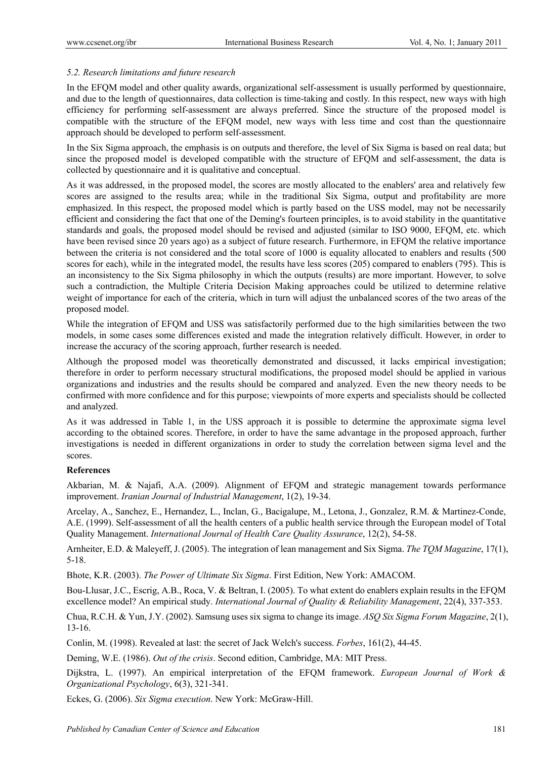### *5.2. Research limitations and future research*

In the EFQM model and other quality awards, organizational self-assessment is usually performed by questionnaire, and due to the length of questionnaires, data collection is time-taking and costly. In this respect, new ways with high efficiency for performing self-assessment are always preferred. Since the structure of the proposed model is compatible with the structure of the EFQM model, new ways with less time and cost than the questionnaire approach should be developed to perform self-assessment.

In the Six Sigma approach, the emphasis is on outputs and therefore, the level of Six Sigma is based on real data; but since the proposed model is developed compatible with the structure of EFQM and self-assessment, the data is collected by questionnaire and it is qualitative and conceptual.

As it was addressed, in the proposed model, the scores are mostly allocated to the enablers' area and relatively few scores are assigned to the results area; while in the traditional Six Sigma, output and profitability are more emphasized. In this respect, the proposed model which is partly based on the USS model, may not be necessarily efficient and considering the fact that one of the Deming's fourteen principles, is to avoid stability in the quantitative standards and goals, the proposed model should be revised and adjusted (similar to ISO 9000, EFQM, etc. which have been revised since 20 years ago) as a subject of future research. Furthermore, in EFQM the relative importance between the criteria is not considered and the total score of 1000 is equality allocated to enablers and results (500 scores for each), while in the integrated model, the results have less scores (205) compared to enablers (795). This is an inconsistency to the Six Sigma philosophy in which the outputs (results) are more important. However, to solve such a contradiction, the Multiple Criteria Decision Making approaches could be utilized to determine relative weight of importance for each of the criteria, which in turn will adjust the unbalanced scores of the two areas of the proposed model.

While the integration of EFQM and USS was satisfactorily performed due to the high similarities between the two models, in some cases some differences existed and made the integration relatively difficult. However, in order to increase the accuracy of the scoring approach, further research is needed.

Although the proposed model was theoretically demonstrated and discussed, it lacks empirical investigation; therefore in order to perform necessary structural modifications, the proposed model should be applied in various organizations and industries and the results should be compared and analyzed. Even the new theory needs to be confirmed with more confidence and for this purpose; viewpoints of more experts and specialists should be collected and analyzed.

As it was addressed in Table 1, in the USS approach it is possible to determine the approximate sigma level according to the obtained scores. Therefore, in order to have the same advantage in the proposed approach, further investigations is needed in different organizations in order to study the correlation between sigma level and the scores.

**References**

Akbarian, M. & Najafi, A.A. (2009). Alignment of EFQM and strategic management towards performance improvement. *Iranian Journal of Industrial Management*, 1(2), 19-34.

Arcelay, A., Sanchez, E., Hernandez, L., Inclan, G., Bacigalupe, M., Letona, J., Gonzalez, R.M. & Martinez-Conde, A.E. (1999). Self-assessment of all the health centers of a public health service through the European model of Total Quality Management. *International Journal of Health Care Quality Assurance*, 12(2), 54-58.

Arnheiter, E.D. & Maleyeff, J. (2005). The integration of lean management and Six Sigma. *The TQM Magazine*, 17(1), 5-18.

Bhote, K.R. (2003). *The Power of Ultimate Six Sigma*. First Edition, New York: AMACOM.

Bou-Llusar, J.C., Escrig, A.B., Roca, V. & Beltran, I. (2005). To what extent do enablers explain results in the EFQM excellence model? An empirical study. *International Journal of Quality & Reliability Management*, 22(4), 337-353.

Chua, R.C.H. & Yun, J.Y. (2002). Samsung uses six sigma to change its image. *ASQ Six Sigma Forum Magazine*, 2(1), 13-16.

Conlin, M. (1998). Revealed at last: the secret of Jack Welch's success. *Forbes*, 161(2), 44-45.

Deming, W.E. (1986). *Out of the crisis*. Second edition, Cambridge, MA: MIT Press.

Dijkstra, L. (1997). An empirical interpretation of the EFQM framework. *European Journal of Work & Organizational Psychology*, 6(3), 321-341.

Eckes, G. (2006). *Six Sigma execution*. New York: McGraw-Hill.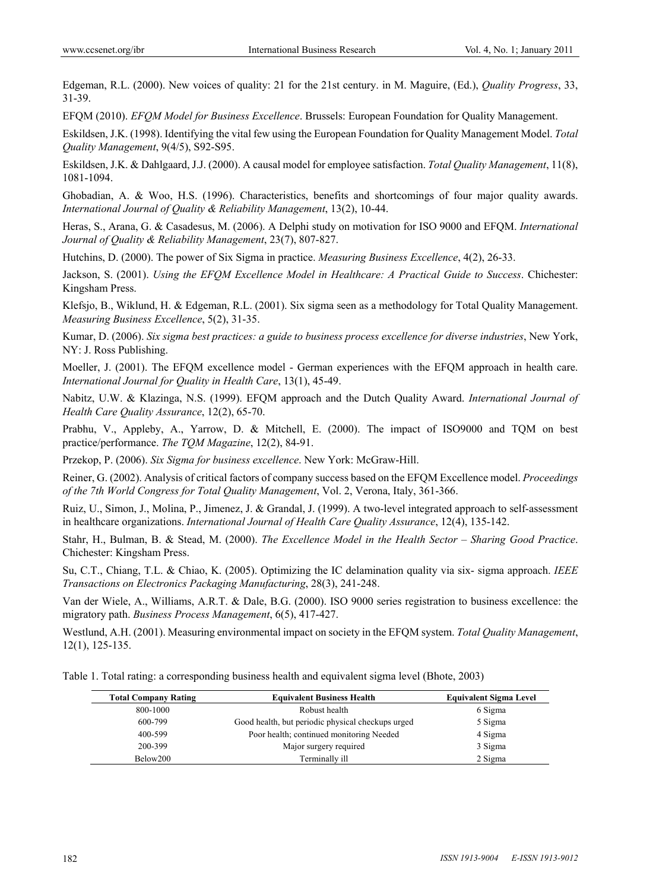Edgeman, R.L. (2000). New voices of quality: 21 for the 21st century. in M. Maguire, (Ed.), *Quality Progress*, 33, 31-39.

EFQM (2010). *EFQM Model for Business Excellence*. Brussels: European Foundation for Quality Management.

Eskildsen, J.K. (1998). Identifying the vital few using the European Foundation for Quality Management Model. *Total Quality Management*, 9(4/5), S92-S95.

Eskildsen, J.K. & Dahlgaard, J.J. (2000). A causal model for employee satisfaction. *Total Quality Management*, 11(8), 1081-1094.

Ghobadian, A. & Woo, H.S. (1996). Characteristics, benefits and shortcomings of four major quality awards. *International Journal of Quality & Reliability Management*, 13(2), 10-44.

Heras, S., Arana, G. & Casadesus, M. (2006). A Delphi study on motivation for ISO 9000 and EFQM. *International Journal of Quality & Reliability Management*, 23(7), 807-827.

Hutchins, D. (2000). The power of Six Sigma in practice. *Measuring Business Excellence*, 4(2), 26-33.

Jackson, S. (2001). *Using the EFQM Excellence Model in Healthcare: A Practical Guide to Success*. Chichester: Kingsham Press.

Klefsjo, B., Wiklund, H. & Edgeman, R.L. (2001). Six sigma seen as a methodology for Total Quality Management. *Measuring Business Excellence*, 5(2), 31-35.

Kumar, D. (2006). *Six sigma best practices: a guide to business process excellence for diverse industries*, New York, NY: J. Ross Publishing.

Moeller, J. (2001). The EFQM excellence model - German experiences with the EFQM approach in health care. *International Journal for Quality in Health Care*, 13(1), 45-49.

Nabitz, U.W. & Klazinga, N.S. (1999). EFQM approach and the Dutch Quality Award. *International Journal of Health Care Quality Assurance*, 12(2), 65-70.

Prabhu, V., Appleby, A., Yarrow, D. & Mitchell, E. (2000). The impact of ISO9000 and TQM on best practice/performance. *The TQM Magazine*, 12(2), 84-91.

Przekop, P. (2006). *Six Sigma for business excellence*. New York: McGraw-Hill.

Reiner, G. (2002). Analysis of critical factors of company success based on the EFQM Excellence model. *Proceedings of the 7th World Congress for Total Quality Management*, Vol. 2, Verona, Italy, 361-366.

Ruiz, U., Simon, J., Molina, P., Jimenez, J. & Grandal, J. (1999). A two-level integrated approach to self-assessment in healthcare organizations. *International Journal of Health Care Quality Assurance*, 12(4), 135-142.

Stahr, H., Bulman, B. & Stead, M. (2000). *The Excellence Model in the Health Sector – Sharing Good Practice*. Chichester: Kingsham Press.

Su, C.T., Chiang, T.L. & Chiao, K. (2005). Optimizing the IC delamination quality via six- sigma approach. *IEEE Transactions on Electronics Packaging Manufacturing*, 28(3), 241-248.

Van der Wiele, A., Williams, A.R.T. & Dale, B.G. (2000). ISO 9000 series registration to business excellence: the migratory path. *Business Process Management*, 6(5), 417-427.

Westlund, A.H. (2001). Measuring environmental impact on society in the EFQM system. *Total Quality Management*, 12(1), 125-135.

Table 1. Total rating: a corresponding business health and equivalent sigma level (Bhote, 2003)

| Total Company Rating | Equivalent Business Health | Equivalent Sigma Level |
|---|---|---|
| 800-1000 | Robust health | 6 Sigma |
| 600-799 | Good health, but periodic physical checkups urged | 5 Sigma |
| 400-599 | Poor health; continued monitoring Needed | 4 Sigma |
| 200-399 | Major surgery required | 3 Sigma |
| Below200 | Terminally ill | 2 Sigma |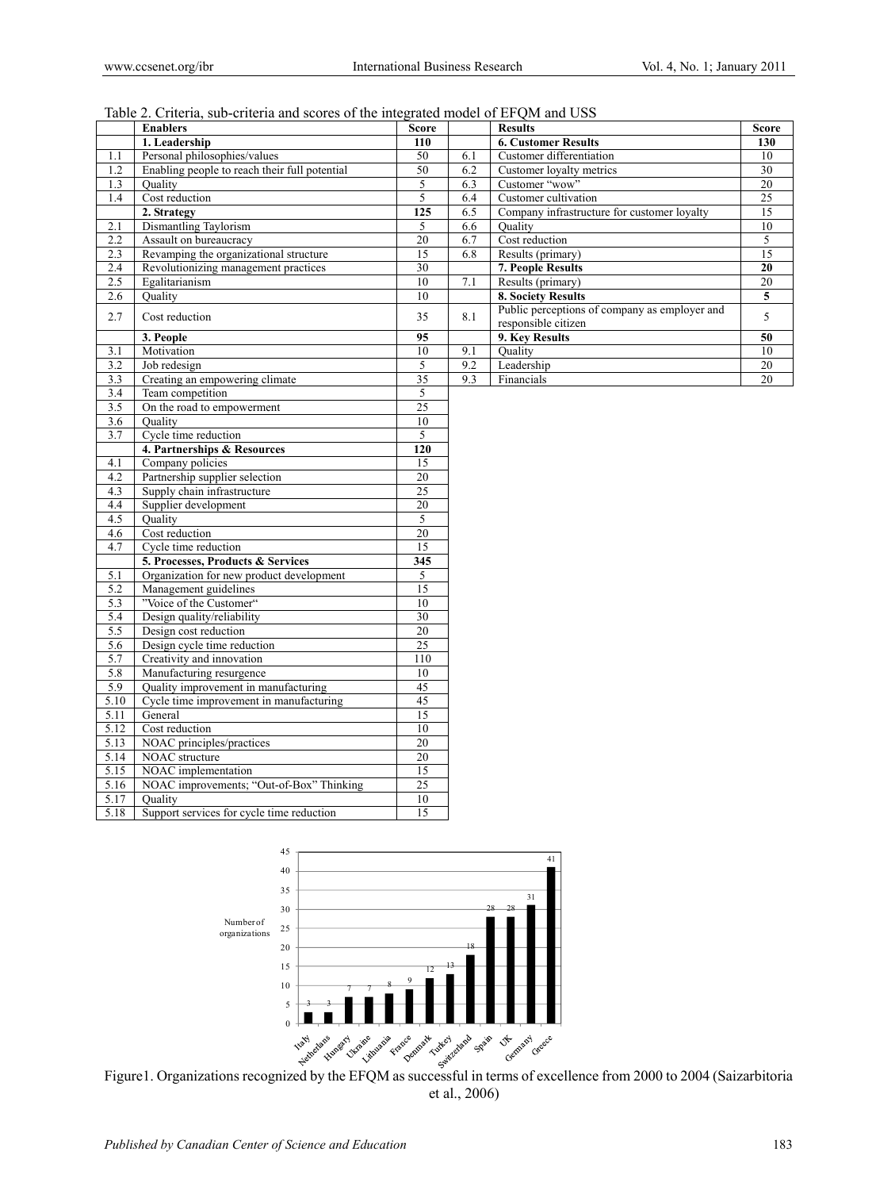Table 2. Criteria, sub-criteria and scores of the integrated model of EFQM and USS

| | Enablers | Score | | Results | Score |
|---|---|---|---|---|---|
| | **1. Leadership** | **110** | | **6. Customer Results** | **130** |
| 1.1 | Personal philosophies/values | 50 | 6.1 | Customer differentiation | 10 |
| 1.2 | Enabling people to reach their full potential | 50 | 6.2 | Customer loyalty metrics | 30 |
| 1.3 | Quality | 5 | 6.3 | Customer "wow" | 20 |
| 1.4 | Cost reduction | 5 | 6.4 | Customer cultivation | 25 |
| | **2. Strategy** | **125** | 6.5 | Company infrastructure for customer loyalty | 15 |
| 2.1 | Dismantling Taylorism | 5 | 6.6 | Quality | 10 |
| 2.2 | Assault on bureaucracy | 20 | 6.7 | Cost reduction | 5 |
| 2.3 | Revamping the organizational structure | 15 | 6.8 | Results (primary) | 15 |
| 2.4 | Revolutionizing management practices | 30 | | **7. People Results** | **20** |
| 2.5 | Egalitarianism | 10 | 7.1 | Results (primary) | 20 |
| 2.6 | Quality | 10 | | **8. Society Results** | **5** |
| 2.7 | Cost reduction | 35 | 8.1 | Public perceptions of company as employer and responsible citizen | 5 |
| | **3. People** | **95** | | **9. Key Results** | **50** |
| 3.1 | Motivation | 10 | 9.1 | Quality | 10 |
| 3.2 | Job redesign | 5 | 9.2 | Leadership | 20 |
| 3.3 | Creating an empowering climate | 35 | 9.3 | Financials | 20 |
| 3.4 | Team competition | 5 | | | |
| 3.5 | On the road to empowerment | 25 | | | |
| 3.6 | Quality | 10 | | | |
| 3.7 | Cycle time reduction | 5 | | | |
| | **4. Partnerships & Resources** | **120** | | | |
| 4.1 | Company policies | 15 | | | |
| 4.2 | Partnership supplier selection | 20 | | | |
| 4.3 | Supply chain infrastructure | 25 | | | |
| 4.4 | Supplier development | 20 | | | |
| 4.5 | Quality | 5 | | | |
| 4.6 | Cost reduction | 20 | | | |
| 4.7 | Cycle time reduction | 15 | | | |
| | **5. Processes, Products & Services** | **345** | | | |
| 5.1 | Organization for new product development | 5 | | | |
| 5.2 | Management guidelines | 15 | | | |
| 5.3 | "Voice of the Customer" | 10 | | | |
| 5.4 | Design quality/reliability | 30 | | | |
| 5.5 | Design cost reduction | 20 | | | |
| 5.6 | Design cycle time reduction | 25 | | | |
| 5.7 | Creativity and innovation | 110 | | | |
| 5.8 | Manufacturing resurgence | 10 | | | |
| 5.9 | Quality improvement in manufacturing | 45 | | | |
| 5.10 | Cycle time improvement in manufacturing | 45 | | | |
| 5.11 | General | 15 | | | |
| 5.12 | Cost reduction | 10 | | | |
| 5.13 | NOAC principles/practices | 20 | | | |
| 5.14 | NOAC structure | 20 | | | |
| 5.15 | NOAC implementation | 15 | | | |
| 5.16 | NOAC improvements; "Out-of-Box" Thinking | 25 | | | |
| 5.17 | Quality | 10 | | | |
| 5.18 | Support services for cycle time reduction | 15 | | | |

Figure1. Organizations recognized by the EFQM as successful in terms of excellence from 2000 to 2004 (Saizarbitoria et al., 2006)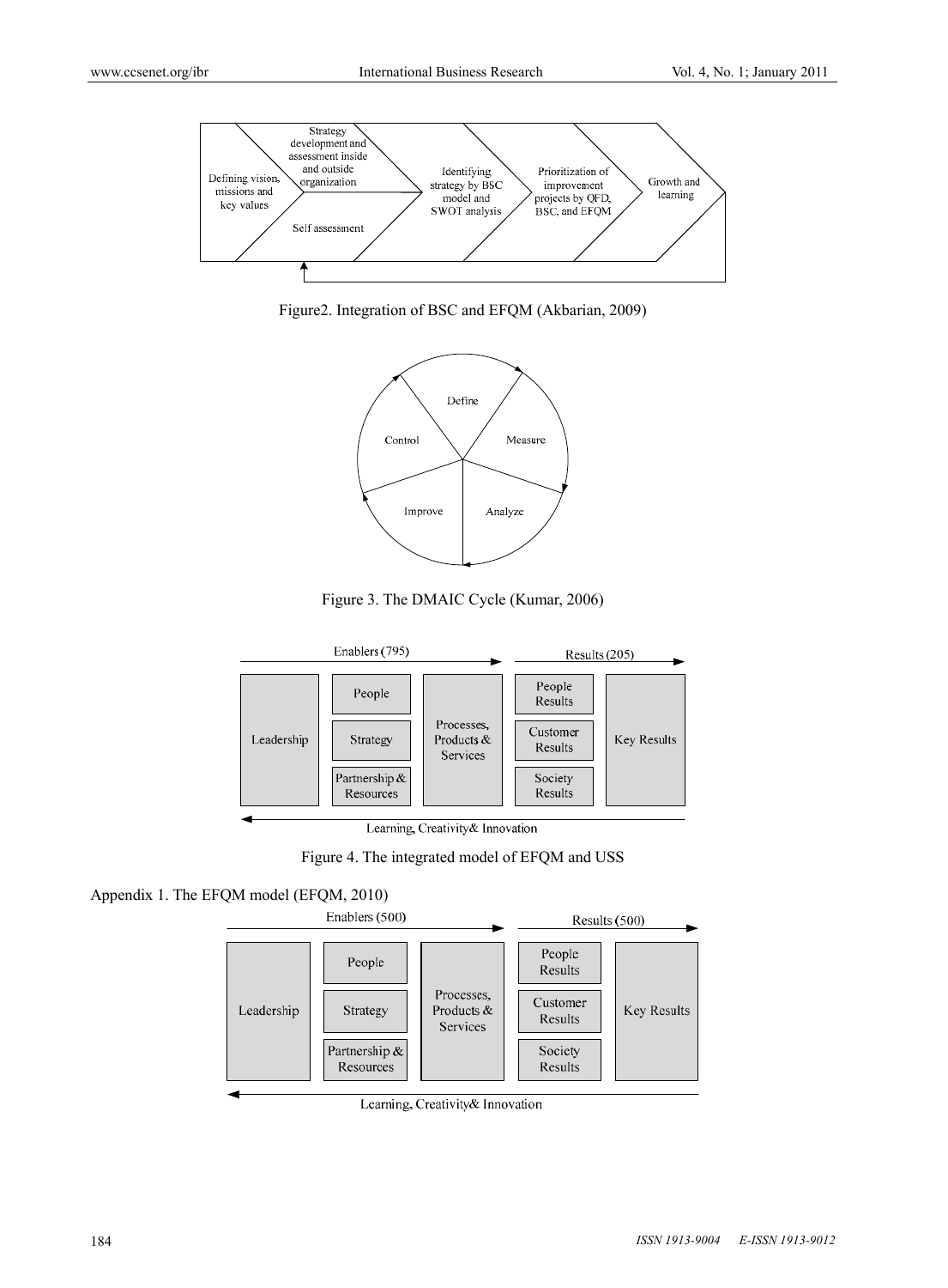Defining vision, missions and key values

Strategy development and assessment inside and outside organization

Self assessment

Identifying strategy by BSC model and SWOT analysis

Prioritization of improvement projects by QFD, BSC, and EFQM

Growth and learning

Figure2. Integration of BSC and EFQM (Akbarian, 2009)

Define

Measure

Analyze

Improve

Control

Figure 3. The DMAIC Cycle (Kumar, 2006)

Enablers (795) → Results (205) →

| Leadership | People | Processes, Products & Services | People Results | Key Results |
|---|---|---|---|---|
| | Strategy | | Customer Results | |
| | Partnership & Resources | | Society Results | |

← Learning, Creativity& Innovation

Figure 4. The integrated model of EFQM and USS

Appendix 1. The EFQM model (EFQM, 2010)

Enablers (500) → Results (500) →

| Leadership | People | Processes, Products & Services | People Results | Key Results |
|---|---|---|---|---|
| | Strategy | | Customer Results | |
| | Partnership & Resources | | Society Results | |

← Learning, Creativity& Innovation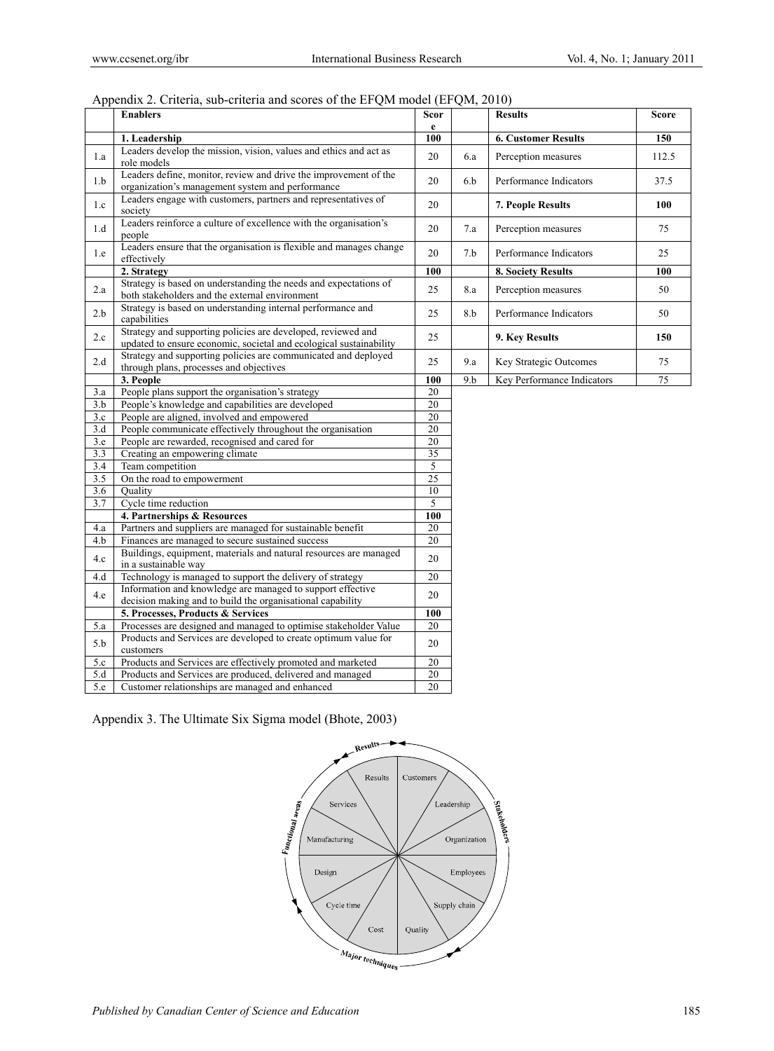Appendix 2. Criteria, sub-criteria and scores of the EFQM model (EFQM, 2010)

| | Enablers | Score | | Results | Score |
|---|---|---|---|---|---|
| | **1. Leadership** | **100** | | **6. Customer Results** | **150** |
| 1.a | Leaders develop the mission, vision, values and ethics and act as role models | 20 | 6.a | Perception measures | 112.5 |
| 1.b | Leaders define, monitor, review and drive the improvement of the organization's management system and performance | 20 | 6.b | Performance Indicators | 37.5 |
| 1.c | Leaders engage with customers, partners and representatives of society | 20 | | **7. People Results** | **100** |
| 1.d | Leaders reinforce a culture of excellence with the organisation's people | 20 | 7.a | Perception measures | 75 |
| 1.e | Leaders ensure that the organisation is flexible and manages change effectively | 20 | 7.b | Performance Indicators | 25 |
| | **2. Strategy** | **100** | | **8. Society Results** | **100** |
| 2.a | Strategy is based on understanding the needs and expectations of both stakeholders and the external environment | 25 | 8.a | Perception measures | 50 |
| 2.b | Strategy is based on understanding internal performance and capabilities | 25 | 8.b | Performance Indicators | 50 |
| 2.c | Strategy and supporting policies are developed, reviewed and updated to ensure economic, societal and ecological sustainability | 25 | | **9. Key Results** | **150** |
| 2.d | Strategy and supporting policies are communicated and deployed through plans, processes and objectives | 25 | 9.a | Key Strategic Outcomes | 75 |
| | **3. People** | **100** | 9.b | Key Performance Indicators | 75 |
| 3.a | People plans support the organisation's strategy | 20 | | | |
| 3.b | People's knowledge and capabilities are developed | 20 | | | |
| 3.c | People are aligned, involved and empowered | 20 | | | |
| 3.d | People communicate effectively throughout the organisation | 20 | | | |
| 3.e | People are rewarded, recognised and cared for | 20 | | | |
| 3.3 | Creating an empowering climate | 35 | | | |
| 3.4 | Team competition | 5 | | | |
| 3.5 | On the road to empowerment | 25 | | | |
| 3.6 | Quality | 10 | | | |
| 3.7 | Cycle time reduction | 5 | | | |
| | **4. Partnerships & Resources** | **100** | | | |
| 4.a | Partners and suppliers are managed for sustainable benefit | 20 | | | |
| 4.b | Finances are managed to secure sustained success | 20 | | | |
| 4.c | Buildings, equipment, materials and natural resources are managed in a sustainable way | 20 | | | |
| 4.d | Technology is managed to support the delivery of strategy | 20 | | | |
| 4.e | Information and knowledge are managed to support effective decision making and to build the organisational capability | 20 | | | |
| | **5. Processes, Products & Services** | **100** | | | |
| 5.a | Processes are designed and managed to optimise stakeholder Value | 20 | | | |
| 5.b | Products and Services are developed to create optimum value for customers | 20 | | | |
| 5.c | Products and Services are effectively promoted and marketed | 20 | | | |
| 5.d | Products and Services are produced, delivered and managed | 20 | | | |
| 5.e | Customer relationships are managed and enhanced | 20 | | | |

Appendix 3. The Ultimate Six Sigma model (Bhote, 2003)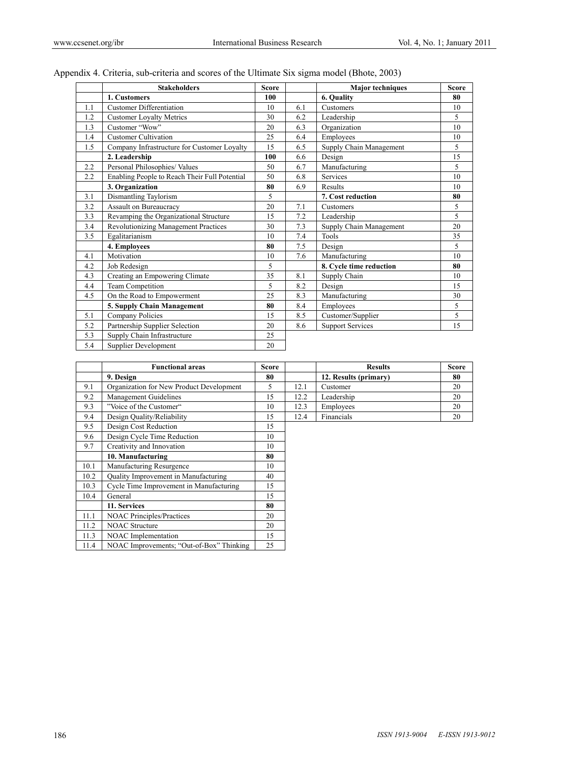Appendix 4. Criteria, sub-criteria and scores of the Ultimate Six sigma model (Bhote, 2003)

| | Stakeholders | Score | | Major techniques | Score |
|---|---|---|---|---|---|
| | **1. Customers** | **100** | | **6. Quality** | **80** |
| 1.1 | Customer Differentiation | 10 | 6.1 | Customers | 10 |
| 1.2 | Customer Loyalty Metrics | 30 | 6.2 | Leadership | 5 |
| 1.3 | Customer "Wow" | 20 | 6.3 | Organization | 10 |
| 1.4 | Customer Cultivation | 25 | 6.4 | Employees | 10 |
| 1.5 | Company Infrastructure for Customer Loyalty | 15 | 6.5 | Supply Chain Management | 5 |
| | **2. Leadership** | **100** | 6.6 | Design | 15 |
| 2.2 | Personal Philosophies/ Values | 50 | 6.7 | Manufacturing | 5 |
| 2.2 | Enabling People to Reach Their Full Potential | 50 | 6.8 | Services | 10 |
| | **3. Organization** | **80** | 6.9 | Results | 10 |
| 3.1 | Dismantling Taylorism | 5 | | **7. Cost reduction** | **80** |
| 3.2 | Assault on Bureaucracy | 20 | 7.1 | Customers | 5 |
| 3.3 | Revamping the Organizational Structure | 15 | 7.2 | Leadership | 5 |
| 3.4 | Revolutionizing Management Practices | 30 | 7.3 | Supply Chain Management | 20 |
| 3.5 | Egalitarianism | 10 | 7.4 | Tools | 35 |
| | **4. Employees** | **80** | 7.5 | Design | 5 |
| 4.1 | Motivation | 10 | 7.6 | Manufacturing | 10 |
| 4.2 | Job Redesign | 5 | | **8. Cycle time reduction** | **80** |
| 4.3 | Creating an Empowering Climate | 35 | 8.1 | Supply Chain | 10 |
| 4.4 | Team Competition | 5 | 8.2 | Design | 15 |
| 4.5 | On the Road to Empowerment | 25 | 8.3 | Manufacturing | 30 |
| | **5. Supply Chain Management** | **80** | 8.4 | Employees | 5 |
| 5.1 | Company Policies | 15 | 8.5 | Customer/Supplier | 5 |
| 5.2 | Partnership Supplier Selection | 20 | 8.6 | Support Services | 15 |
| 5.3 | Supply Chain Infrastructure | 25 | | | |
| 5.4 | Supplier Development | 20 | | | |

| | Functional areas | Score | | Results | Score |
|---|---|---|---|---|---|
| | **9. Design** | **80** | | **12. Results (primary)** | **80** |
| 9.1 | Organization for New Product Development | 5 | 12.1 | Customer | 20 |
| 9.2 | Management Guidelines | 15 | 12.2 | Leadership | 20 |
| 9.3 | "Voice of the Customer" | 10 | 12.3 | Employees | 20 |
| 9.4 | Design Quality/Reliability | 15 | 12.4 | Financials | 20 |
| 9.5 | Design Cost Reduction | 15 | | | |
| 9.6 | Design Cycle Time Reduction | 10 | | | |
| 9.7 | Creativity and Innovation | 10 | | | |
| | **10. Manufacturing** | **80** | | | |
| 10.1 | Manufacturing Resurgence | 10 | | | |
| 10.2 | Quality Improvement in Manufacturing | 40 | | | |
| 10.3 | Cycle Time Improvement in Manufacturing | 15 | | | |
| 10.4 | General | 15 | | | |
| | **11. Services** | **80** | | | |
| 11.1 | NOAC Principles/Practices | 20 | | | |
| 11.2 | NOAC Structure | 20 | | | |
| 11.3 | NOAC Implementation | 15 | | | |
| 11.4 | NOAC Improvements; "Out-of-Box" Thinking | 25 | | | |